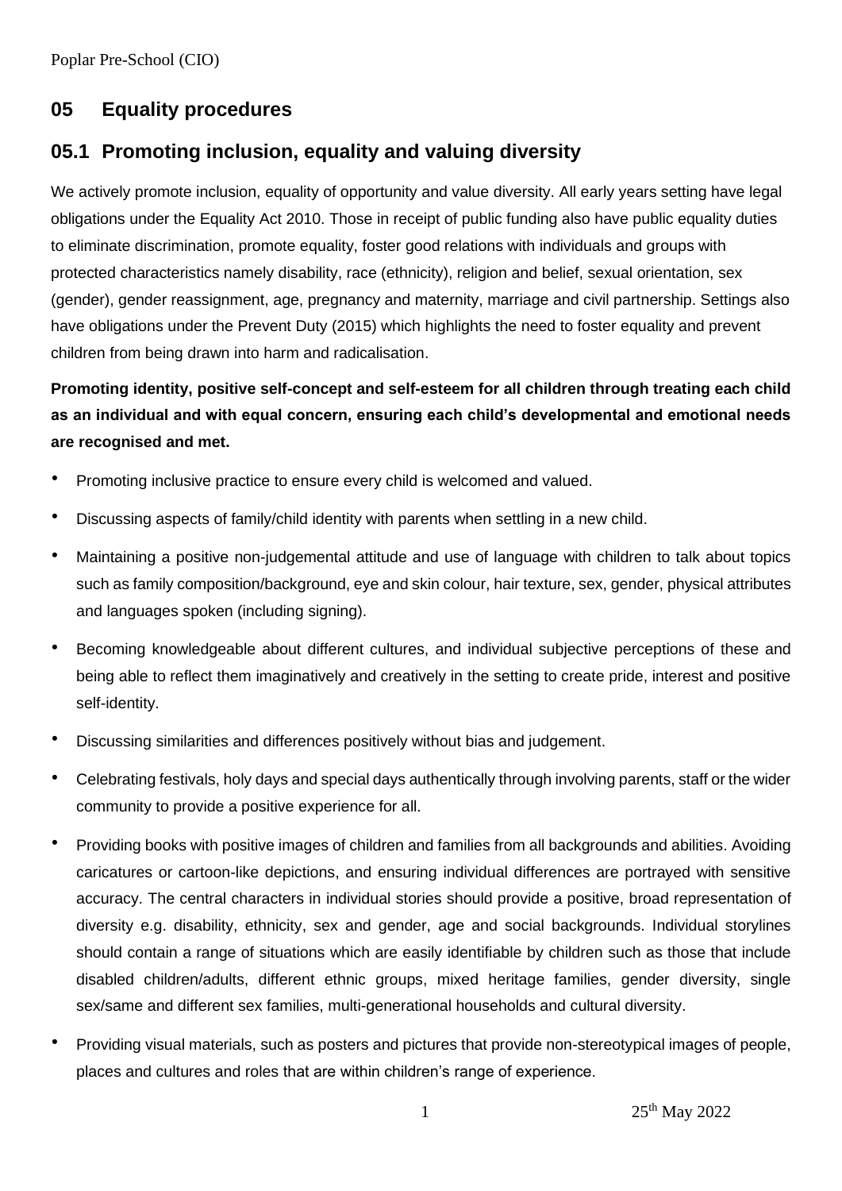# 05 Equality procedures

## 05.1 Promoting inclusion, equality and valuing diversity

We actively promote inclusion, equality of opportunity and value diversity. All early years setting have legal obligations under the Equality Act 2010. Those in receipt of public funding also have public equality duties to eliminate discrimination, promote equality, foster good relations with individuals and groups with protected characteristics namely disability, race (ethnicity), religion and belief, sexual orientation, sex (gender), gender reassignment, age, pregnancy and maternity, marriage and civil partnership. Settings also have obligations under the Prevent Duty (2015) which highlights the need to foster equality and prevent children from being drawn into harm and radicalisation.

**Promoting identity, positive self-concept and self-esteem for all children through treating each child as an individual and with equal concern, ensuring each child's developmental and emotional needs are recognised and met.**

- Promoting inclusive practice to ensure every child is welcomed and valued.
- Discussing aspects of family/child identity with parents when settling in a new child.
- Maintaining a positive non-judgemental attitude and use of language with children to talk about topics such as family composition/background, eye and skin colour, hair texture, sex, gender, physical attributes and languages spoken (including signing).
- Becoming knowledgeable about different cultures, and individual subjective perceptions of these and being able to reflect them imaginatively and creatively in the setting to create pride, interest and positive self-identity.
- Discussing similarities and differences positively without bias and judgement.
- Celebrating festivals, holy days and special days authentically through involving parents, staff or the wider community to provide a positive experience for all.
- Providing books with positive images of children and families from all backgrounds and abilities. Avoiding caricatures or cartoon-like depictions, and ensuring individual differences are portrayed with sensitive accuracy. The central characters in individual stories should provide a positive, broad representation of diversity e.g. disability, ethnicity, sex and gender, age and social backgrounds. Individual storylines should contain a range of situations which are easily identifiable by children such as those that include disabled children/adults, different ethnic groups, mixed heritage families, gender diversity, single sex/same and different sex families, multi-generational households and cultural diversity.
- Providing visual materials, such as posters and pictures that provide non-stereotypical images of people, places and cultures and roles that are within children's range of experience.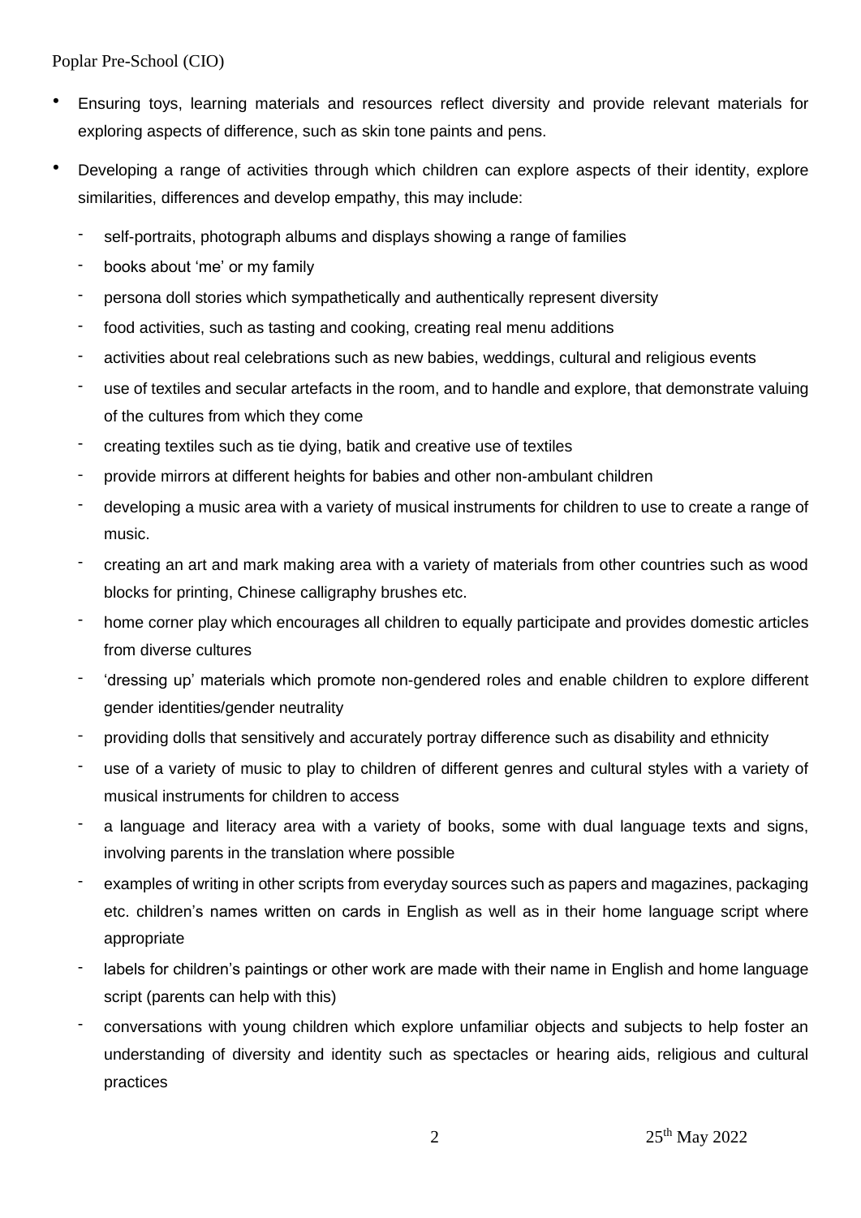- Ensuring toys, learning materials and resources reflect diversity and provide relevant materials for exploring aspects of difference, such as skin tone paints and pens.
- Developing a range of activities through which children can explore aspects of their identity, explore similarities, differences and develop empathy, this may include:
  - self-portraits, photograph albums and displays showing a range of families
  - books about 'me' or my family
  - persona doll stories which sympathetically and authentically represent diversity
  - food activities, such as tasting and cooking, creating real menu additions
  - activities about real celebrations such as new babies, weddings, cultural and religious events
  - use of textiles and secular artefacts in the room, and to handle and explore, that demonstrate valuing of the cultures from which they come
  - creating textiles such as tie dying, batik and creative use of textiles
  - provide mirrors at different heights for babies and other non-ambulant children
  - developing a music area with a variety of musical instruments for children to use to create a range of music.
  - creating an art and mark making area with a variety of materials from other countries such as wood blocks for printing, Chinese calligraphy brushes etc.
  - home corner play which encourages all children to equally participate and provides domestic articles from diverse cultures
  - 'dressing up' materials which promote non-gendered roles and enable children to explore different gender identities/gender neutrality
  - providing dolls that sensitively and accurately portray difference such as disability and ethnicity
  - use of a variety of music to play to children of different genres and cultural styles with a variety of musical instruments for children to access
  - a language and literacy area with a variety of books, some with dual language texts and signs, involving parents in the translation where possible
  - examples of writing in other scripts from everyday sources such as papers and magazines, packaging etc. children's names written on cards in English as well as in their home language script where appropriate
  - labels for children's paintings or other work are made with their name in English and home language script (parents can help with this)
  - conversations with young children which explore unfamiliar objects and subjects to help foster an understanding of diversity and identity such as spectacles or hearing aids, religious and cultural practices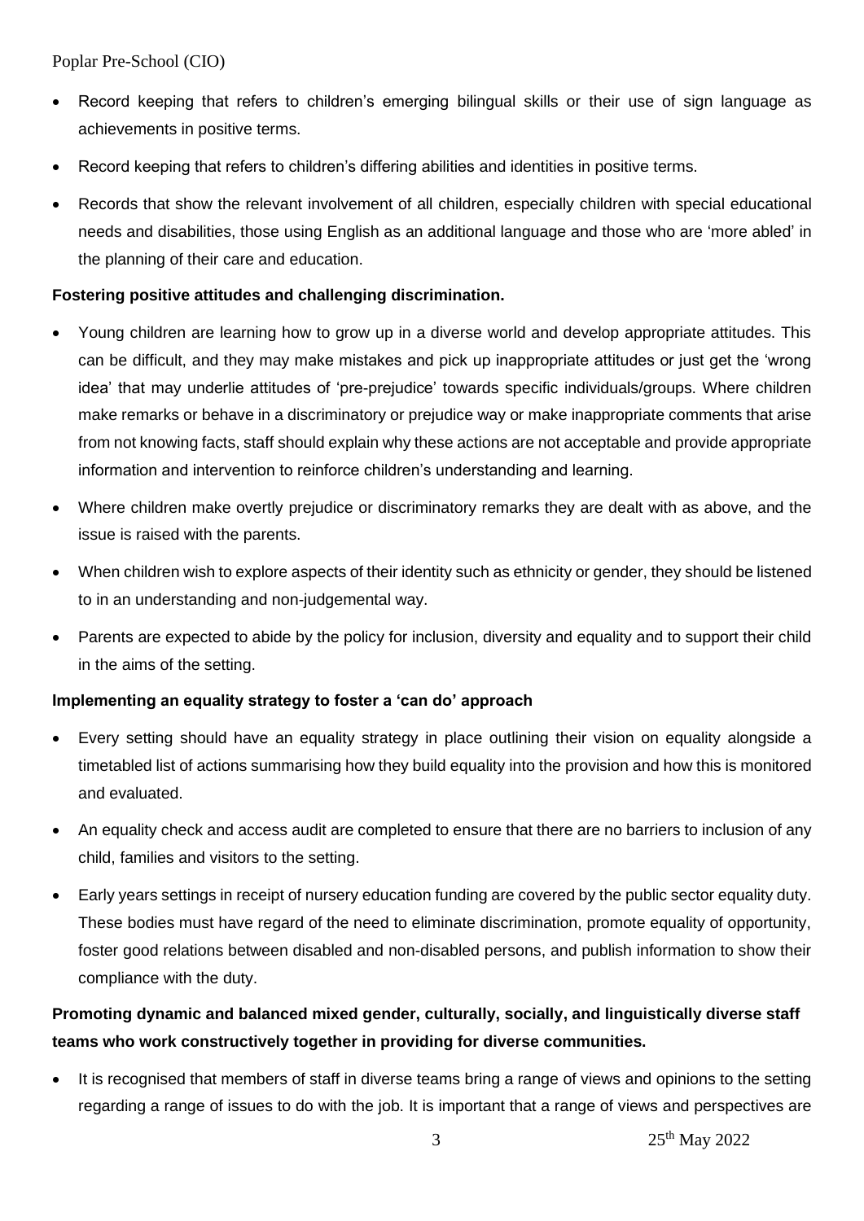- Record keeping that refers to children's emerging bilingual skills or their use of sign language as achievements in positive terms.
- Record keeping that refers to children's differing abilities and identities in positive terms.
- Records that show the relevant involvement of all children, especially children with special educational needs and disabilities, those using English as an additional language and those who are 'more abled' in the planning of their care and education.

**Fostering positive attitudes and challenging discrimination.**

- Young children are learning how to grow up in a diverse world and develop appropriate attitudes. This can be difficult, and they may make mistakes and pick up inappropriate attitudes or just get the 'wrong idea' that may underlie attitudes of 'pre-prejudice' towards specific individuals/groups. Where children make remarks or behave in a discriminatory or prejudice way or make inappropriate comments that arise from not knowing facts, staff should explain why these actions are not acceptable and provide appropriate information and intervention to reinforce children's understanding and learning.
- Where children make overtly prejudice or discriminatory remarks they are dealt with as above, and the issue is raised with the parents.
- When children wish to explore aspects of their identity such as ethnicity or gender, they should be listened to in an understanding and non-judgemental way.
- Parents are expected to abide by the policy for inclusion, diversity and equality and to support their child in the aims of the setting.

**Implementing an equality strategy to foster a 'can do' approach**

- Every setting should have an equality strategy in place outlining their vision on equality alongside a timetabled list of actions summarising how they build equality into the provision and how this is monitored and evaluated.
- An equality check and access audit are completed to ensure that there are no barriers to inclusion of any child, families and visitors to the setting.
- Early years settings in receipt of nursery education funding are covered by the public sector equality duty. These bodies must have regard of the need to eliminate discrimination, promote equality of opportunity, foster good relations between disabled and non-disabled persons, and publish information to show their compliance with the duty.

**Promoting dynamic and balanced mixed gender, culturally, socially, and linguistically diverse staff teams who work constructively together in providing for diverse communities.**

- It is recognised that members of staff in diverse teams bring a range of views and opinions to the setting regarding a range of issues to do with the job. It is important that a range of views and perspectives are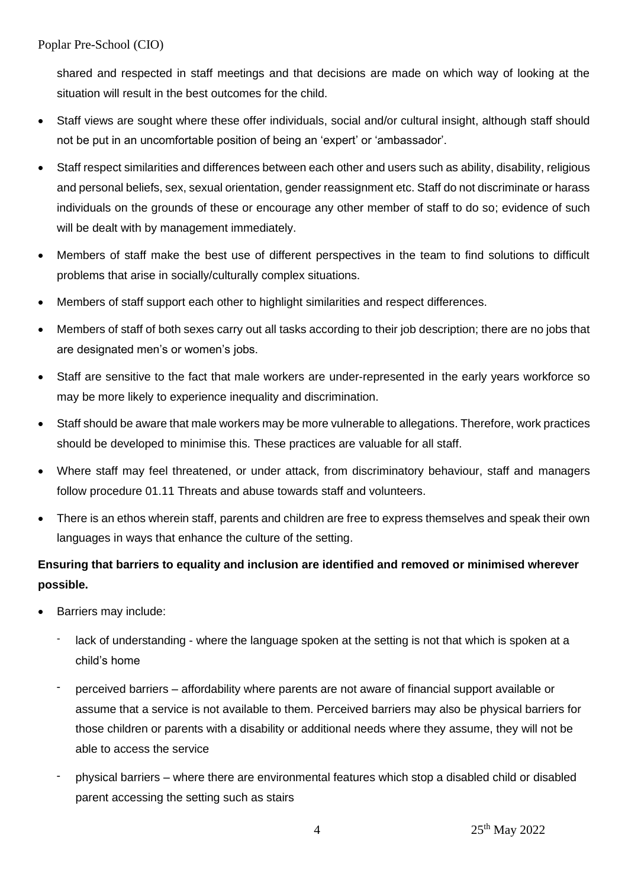shared and respected in staff meetings and that decisions are made on which way of looking at the situation will result in the best outcomes for the child.

- Staff views are sought where these offer individuals, social and/or cultural insight, although staff should not be put in an uncomfortable position of being an 'expert' or 'ambassador'.
- Staff respect similarities and differences between each other and users such as ability, disability, religious and personal beliefs, sex, sexual orientation, gender reassignment etc. Staff do not discriminate or harass individuals on the grounds of these or encourage any other member of staff to do so; evidence of such will be dealt with by management immediately.
- Members of staff make the best use of different perspectives in the team to find solutions to difficult problems that arise in socially/culturally complex situations.
- Members of staff support each other to highlight similarities and respect differences.
- Members of staff of both sexes carry out all tasks according to their job description; there are no jobs that are designated men's or women's jobs.
- Staff are sensitive to the fact that male workers are under-represented in the early years workforce so may be more likely to experience inequality and discrimination.
- Staff should be aware that male workers may be more vulnerable to allegations. Therefore, work practices should be developed to minimise this. These practices are valuable for all staff.
- Where staff may feel threatened, or under attack, from discriminatory behaviour, staff and managers follow procedure 01.11 Threats and abuse towards staff and volunteers.
- There is an ethos wherein staff, parents and children are free to express themselves and speak their own languages in ways that enhance the culture of the setting.

**Ensuring that barriers to equality and inclusion are identified and removed or minimised wherever possible.**

- Barriers may include:
  - lack of understanding - where the language spoken at the setting is not that which is spoken at a child's home
  - perceived barriers – affordability where parents are not aware of financial support available or assume that a service is not available to them. Perceived barriers may also be physical barriers for those children or parents with a disability or additional needs where they assume, they will not be able to access the service
  - physical barriers – where there are environmental features which stop a disabled child or disabled parent accessing the setting such as stairs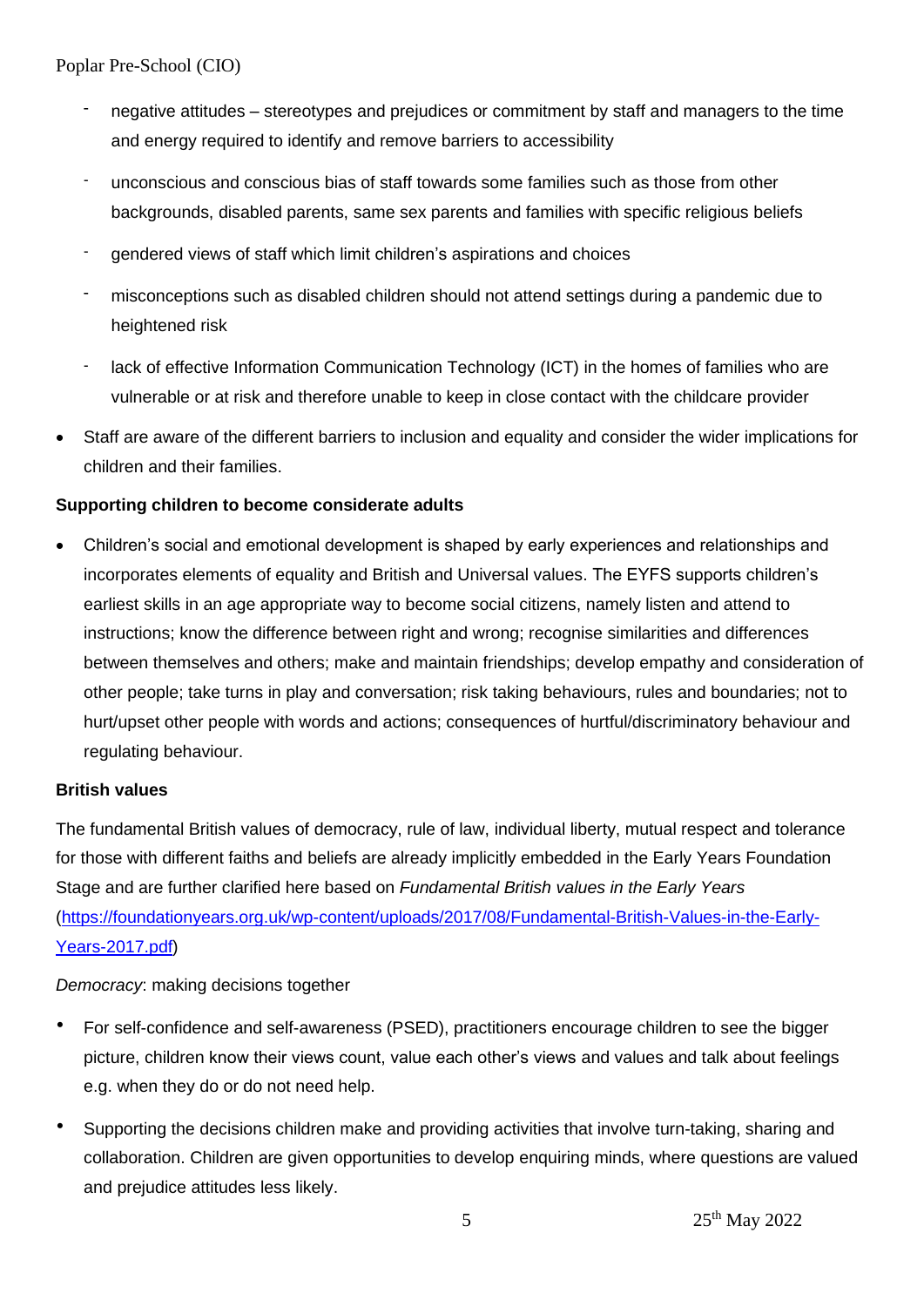- negative attitudes – stereotypes and prejudices or commitment by staff and managers to the time and energy required to identify and remove barriers to accessibility
  - unconscious and conscious bias of staff towards some families such as those from other backgrounds, disabled parents, same sex parents and families with specific religious beliefs
  - gendered views of staff which limit children's aspirations and choices
  - misconceptions such as disabled children should not attend settings during a pandemic due to heightened risk
  - lack of effective Information Communication Technology (ICT) in the homes of families who are vulnerable or at risk and therefore unable to keep in close contact with the childcare provider
- Staff are aware of the different barriers to inclusion and equality and consider the wider implications for children and their families.

**Supporting children to become considerate adults**

- Children's social and emotional development is shaped by early experiences and relationships and incorporates elements of equality and British and Universal values. The EYFS supports children's earliest skills in an age appropriate way to become social citizens, namely listen and attend to instructions; know the difference between right and wrong; recognise similarities and differences between themselves and others; make and maintain friendships; develop empathy and consideration of other people; take turns in play and conversation; risk taking behaviours, rules and boundaries; not to hurt/upset other people with words and actions; consequences of hurtful/discriminatory behaviour and regulating behaviour.

**British values**

The fundamental British values of democracy, rule of law, individual liberty, mutual respect and tolerance for those with different faiths and beliefs are already implicitly embedded in the Early Years Foundation Stage and are further clarified here based on *Fundamental British values in the Early Years* (https://foundationyears.org.uk/wp-content/uploads/2017/08/Fundamental-British-Values-in-the-Early-Years-2017.pdf)

*Democracy*: making decisions together

- For self-confidence and self-awareness (PSED), practitioners encourage children to see the bigger picture, children know their views count, value each other's views and values and talk about feelings e.g. when they do or do not need help.
- Supporting the decisions children make and providing activities that involve turn-taking, sharing and collaboration. Children are given opportunities to develop enquiring minds, where questions are valued and prejudice attitudes less likely.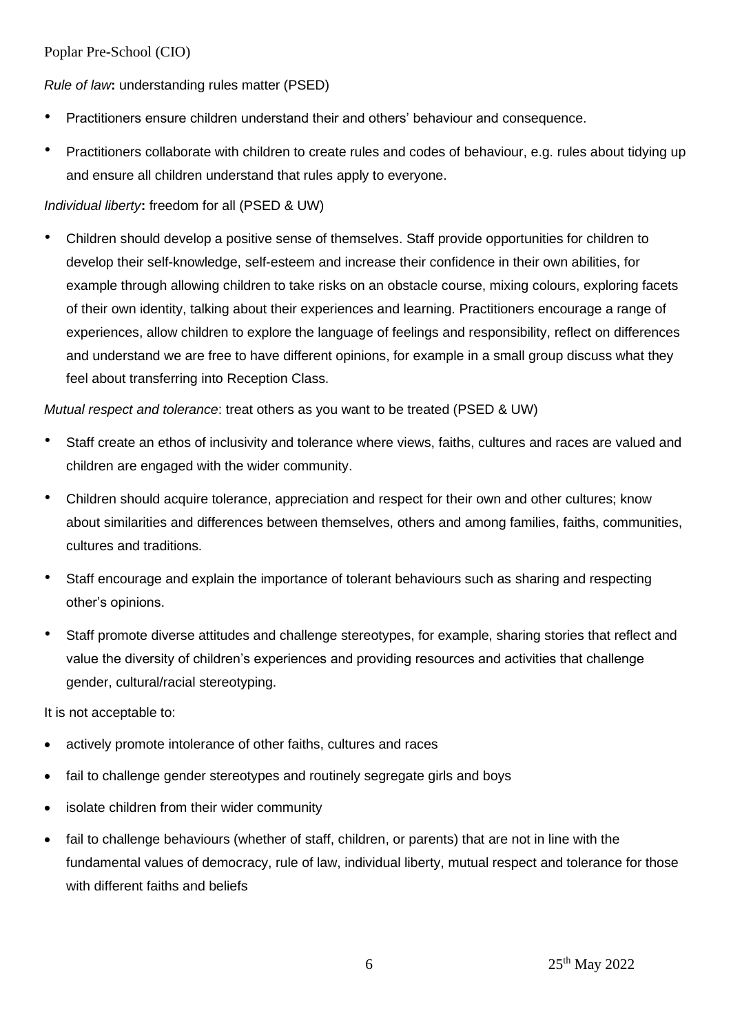*Rule of law***:** understanding rules matter (PSED)

- Practitioners ensure children understand their and others' behaviour and consequence.
- Practitioners collaborate with children to create rules and codes of behaviour, e.g. rules about tidying up and ensure all children understand that rules apply to everyone.

*Individual liberty***:** freedom for all (PSED & UW)

- Children should develop a positive sense of themselves. Staff provide opportunities for children to develop their self-knowledge, self-esteem and increase their confidence in their own abilities, for example through allowing children to take risks on an obstacle course, mixing colours, exploring facets of their own identity, talking about their experiences and learning. Practitioners encourage a range of experiences, allow children to explore the language of feelings and responsibility, reflect on differences and understand we are free to have different opinions, for example in a small group discuss what they feel about transferring into Reception Class.

*Mutual respect and tolerance*: treat others as you want to be treated (PSED & UW)

- Staff create an ethos of inclusivity and tolerance where views, faiths, cultures and races are valued and children are engaged with the wider community.
- Children should acquire tolerance, appreciation and respect for their own and other cultures; know about similarities and differences between themselves, others and among families, faiths, communities, cultures and traditions.
- Staff encourage and explain the importance of tolerant behaviours such as sharing and respecting other's opinions.
- Staff promote diverse attitudes and challenge stereotypes, for example, sharing stories that reflect and value the diversity of children's experiences and providing resources and activities that challenge gender, cultural/racial stereotyping.

It is not acceptable to:

- actively promote intolerance of other faiths, cultures and races
- fail to challenge gender stereotypes and routinely segregate girls and boys
- isolate children from their wider community
- fail to challenge behaviours (whether of staff, children, or parents) that are not in line with the fundamental values of democracy, rule of law, individual liberty, mutual respect and tolerance for those with different faiths and beliefs